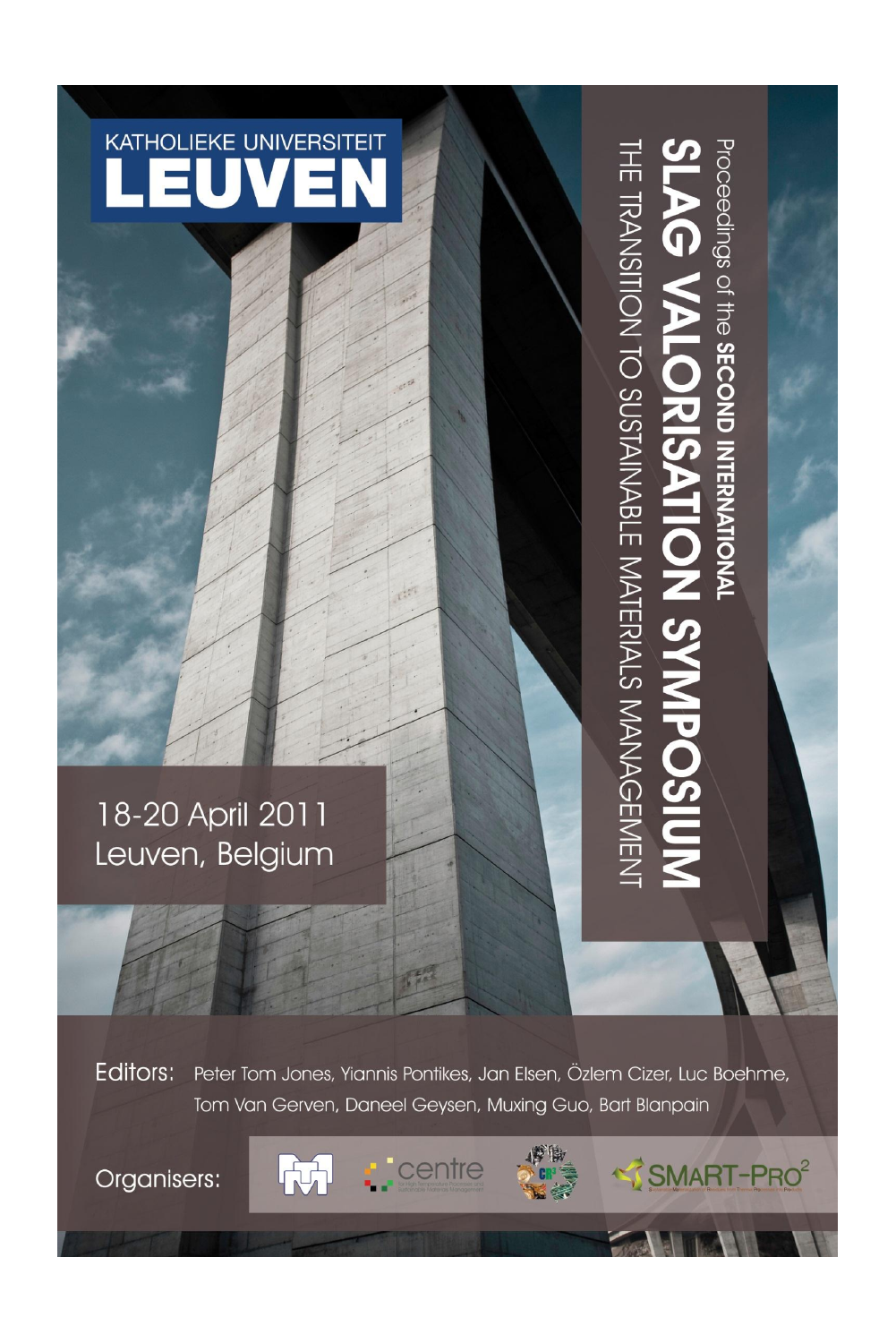KATHOLIEKE UNIVERSITEIT

# LEUVEN

Proceedings of the **SECOND INTERNATIONAL**

# SLAG VALORISATION SYMPOSIUM

## THE TRANSITION TO SUSTAINABLE MATERIALS MANAGEMENT

18-20 April 2011
Leuven, Belgium

Editors: Peter Tom Jones, Yiannis Pontikes, Jan Elsen, Özlem Cizer, Luc Boehme, Tom Van Gerven, Daneel Geysen, Muxing Guo, Bart Blanpain

Organisers: centre, SMART-PRO²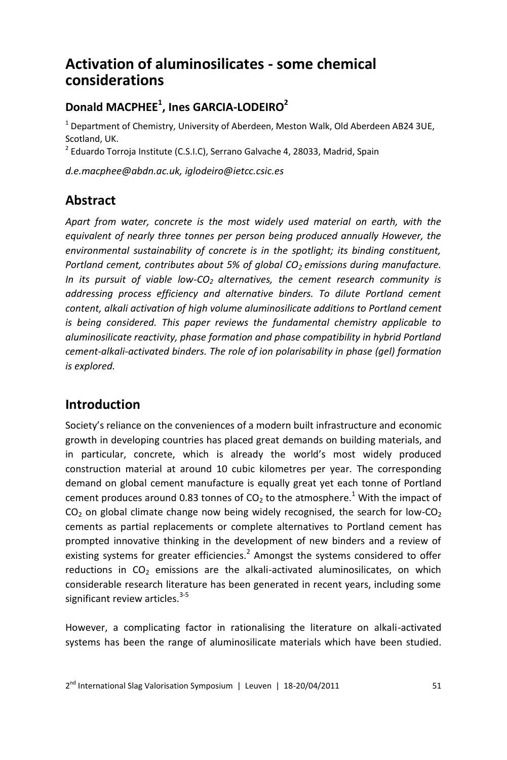# Activation of aluminosilicates - some chemical considerations

## Donald MACPHEE[1], Ines GARCIA-LODEIRO[2]

[1] Department of Chemistry, University of Aberdeen, Meston Walk, Old Aberdeen AB24 3UE, Scotland, UK.

[2] Eduardo Torroja Institute (C.S.I.C), Serrano Galvache 4, 28033, Madrid, Spain

*d.e.macphee@abdn.ac.uk, iglodeiro@ietcc.csic.es*

## Abstract

*Apart from water, concrete is the most widely used material on earth, with the equivalent of nearly three tonnes per person being produced annually However, the environmental sustainability of concrete is in the spotlight; its binding constituent, Portland cement, contributes about 5% of global $CO_2$ emissions during manufacture. In its pursuit of viable low-$CO_2$ alternatives, the cement research community is addressing process efficiency and alternative binders. To dilute Portland cement content, alkali activation of high volume aluminosilicate additions to Portland cement is being considered. This paper reviews the fundamental chemistry applicable to aluminosilicate reactivity, phase formation and phase compatibility in hybrid Portland cement-alkali-activated binders. The role of ion polarisability in phase (gel) formation is explored.*

## Introduction

Society's reliance on the conveniences of a modern built infrastructure and economic growth in developing countries has placed great demands on building materials, and in particular, concrete, which is already the world's most widely produced construction material at around 10 cubic kilometres per year. The corresponding demand on global cement manufacture is equally great yet each tonne of Portland cement produces around 0.83 tonnes of $CO_2$ to the atmosphere.[1] With the impact of $CO_2$ on global climate change now being widely recognised, the search for low-$CO_2$ cements as partial replacements or complete alternatives to Portland cement has prompted innovative thinking in the development of new binders and a review of existing systems for greater efficiencies.[2] Amongst the systems considered to offer reductions in $CO_2$ emissions are the alkali-activated aluminosilicates, on which considerable research literature has been generated in recent years, including some significant review articles.[3-5]

However, a complicating factor in rationalising the literature on alkali-activated systems has been the range of aluminosilicate materials which have been studied.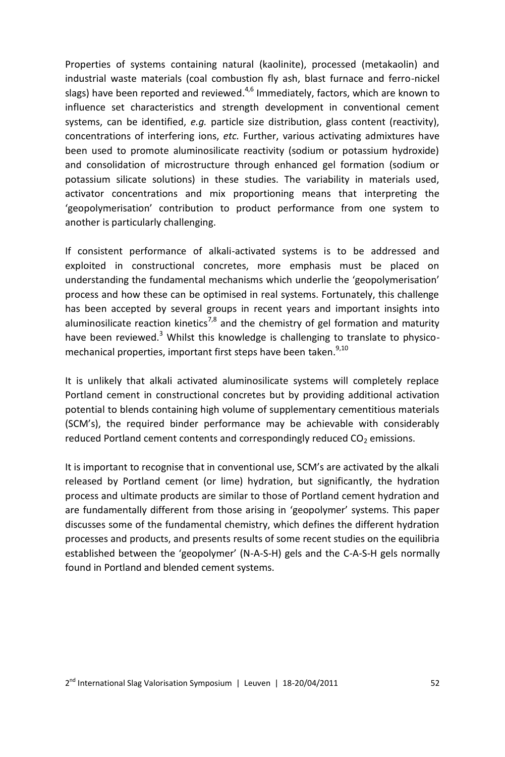Properties of systems containing natural (kaolinite), processed (metakaolin) and industrial waste materials (coal combustion fly ash, blast furnace and ferro-nickel slags) have been reported and reviewed.[4,6] Immediately, factors, which are known to influence set characteristics and strength development in conventional cement systems, can be identified, *e.g.* particle size distribution, glass content (reactivity), concentrations of interfering ions, *etc.* Further, various activating admixtures have been used to promote aluminosilicate reactivity (sodium or potassium hydroxide) and consolidation of microstructure through enhanced gel formation (sodium or potassium silicate solutions) in these studies. The variability in materials used, activator concentrations and mix proportioning means that interpreting the 'geopolymerisation' contribution to product performance from one system to another is particularly challenging.

If consistent performance of alkali-activated systems is to be addressed and exploited in constructional concretes, more emphasis must be placed on understanding the fundamental mechanisms which underlie the 'geopolymerisation' process and how these can be optimised in real systems. Fortunately, this challenge has been accepted by several groups in recent years and important insights into aluminosilicate reaction kinetics[7,8] and the chemistry of gel formation and maturity have been reviewed.[3] Whilst this knowledge is challenging to translate to physico-mechanical properties, important first steps have been taken.[9,10]

It is unlikely that alkali activated aluminosilicate systems will completely replace Portland cement in constructional concretes but by providing additional activation potential to blends containing high volume of supplementary cementitious materials (SCM's), the required binder performance may be achievable with considerably reduced Portland cement contents and correspondingly reduced $CO_2$ emissions.

It is important to recognise that in conventional use, SCM's are activated by the alkali released by Portland cement (or lime) hydration, but significantly, the hydration process and ultimate products are similar to those of Portland cement hydration and are fundamentally different from those arising in 'geopolymer' systems. This paper discusses some of the fundamental chemistry, which defines the different hydration processes and products, and presents results of some recent studies on the equilibria established between the 'geopolymer' (N-A-S-H) gels and the C-A-S-H gels normally found in Portland and blended cement systems.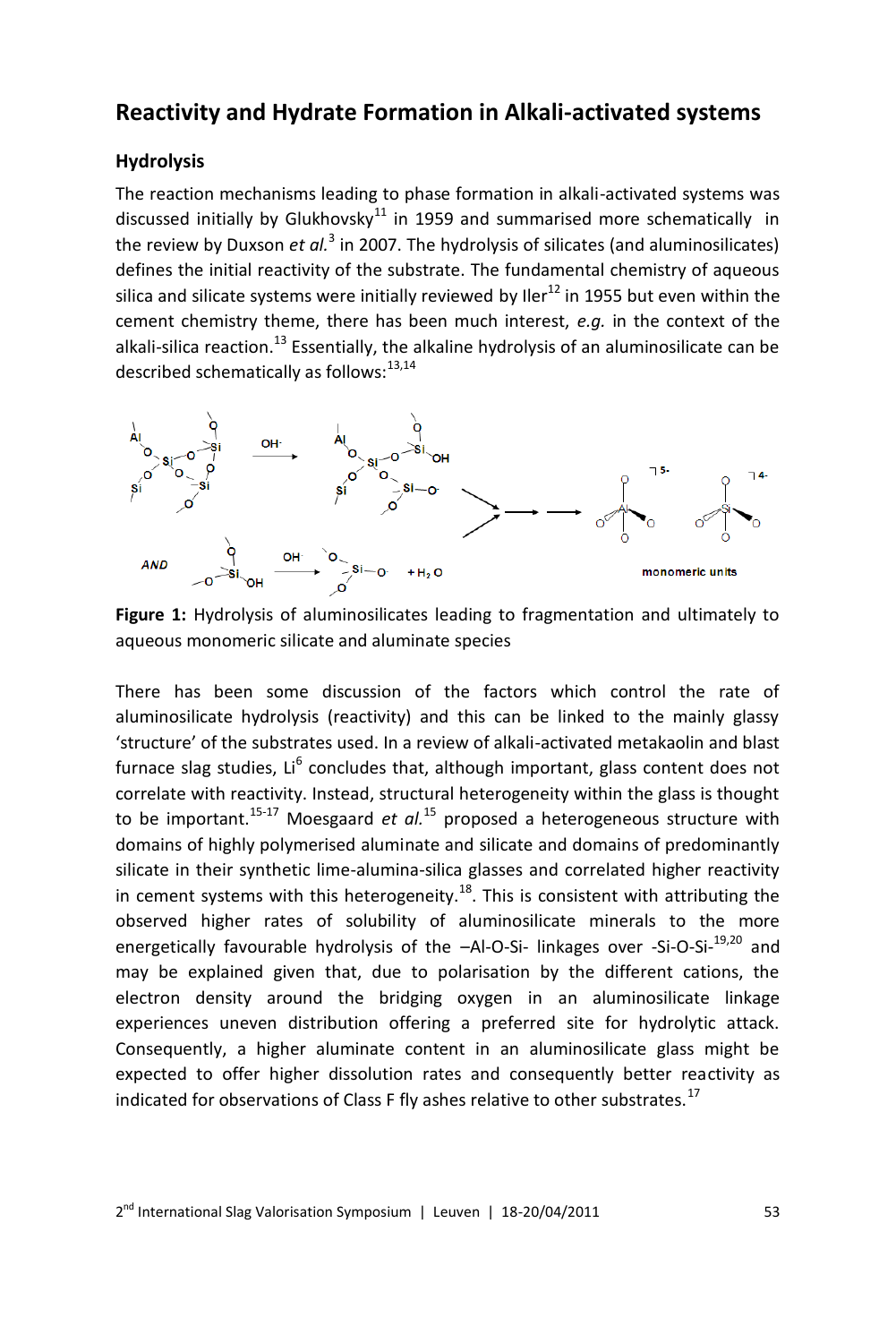## Reactivity and Hydrate Formation in Alkali-activated systems

### Hydrolysis

The reaction mechanisms leading to phase formation in alkali-activated systems was discussed initially by Glukhovsky[11] in 1959 and summarised more schematically in the review by Duxson *et al.*[3] in 2007. The hydrolysis of silicates (and aluminosilicates) defines the initial reactivity of the substrate. The fundamental chemistry of aqueous silica and silicate systems were initially reviewed by Iler[12] in 1955 but even within the cement chemistry theme, there has been much interest, *e.g.* in the context of the alkali-silica reaction.[13] Essentially, the alkaline hydrolysis of an aluminosilicate can be described schematically as follows:[13,14]

**Figure 1:** Hydrolysis of aluminosilicates leading to fragmentation and ultimately to aqueous monomeric silicate and aluminate species

There has been some discussion of the factors which control the rate of aluminosilicate hydrolysis (reactivity) and this can be linked to the mainly glassy 'structure' of the substrates used. In a review of alkali-activated metakaolin and blast furnace slag studies, Li[6] concludes that, although important, glass content does not correlate with reactivity. Instead, structural heterogeneity within the glass is thought to be important.[15-17] Moesgaard *et al.*[15] proposed a heterogeneous structure with domains of highly polymerised aluminate and silicate and domains of predominantly silicate in their synthetic lime-alumina-silica glasses and correlated higher reactivity in cement systems with this heterogeneity.[18]. This is consistent with attributing the observed higher rates of solubility of aluminosilicate minerals to the more energetically favourable hydrolysis of the –Al-O-Si- linkages over -Si-O-Si-[19,20] and may be explained given that, due to polarisation by the different cations, the electron density around the bridging oxygen in an aluminosilicate linkage experiences uneven distribution offering a preferred site for hydrolytic attack. Consequently, a higher aluminate content in an aluminosilicate glass might be expected to offer higher dissolution rates and consequently better reactivity as indicated for observations of Class F fly ashes relative to other substrates.[17]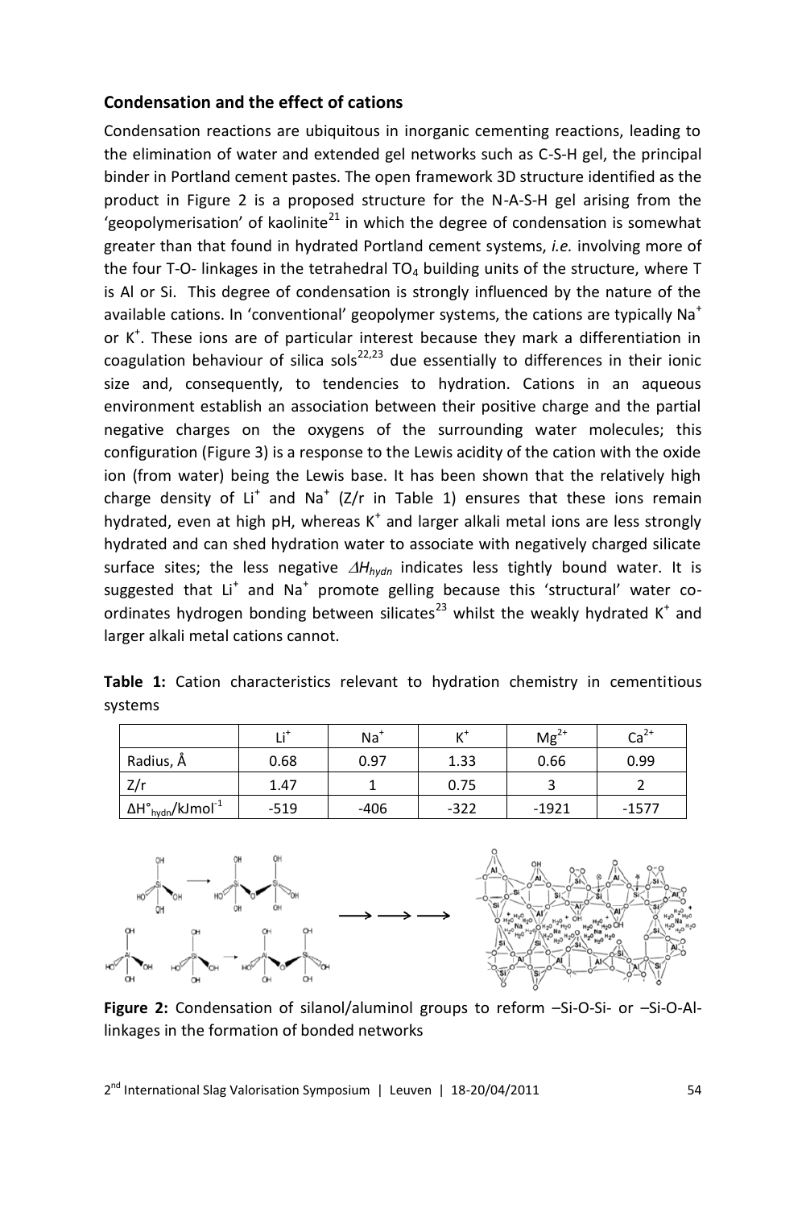### Condensation and the effect of cations

Condensation reactions are ubiquitous in inorganic cementing reactions, leading to the elimination of water and extended gel networks such as C-S-H gel, the principal binder in Portland cement pastes. The open framework 3D structure identified as the product in Figure 2 is a proposed structure for the N-A-S-H gel arising from the 'geopolymerisation' of kaolinite[21] in which the degree of condensation is somewhat greater than that found in hydrated Portland cement systems, *i.e.* involving more of the four T-O- linkages in the tetrahedral $TO_4$ building units of the structure, where T is Al or Si. This degree of condensation is strongly influenced by the nature of the available cations. In 'conventional' geopolymer systems, the cations are typically $Na^+$ or $K^+$. These ions are of particular interest because they mark a differentiation in coagulation behaviour of silica sols[22,23] due essentially to differences in their ionic size and, consequently, to tendencies to hydration. Cations in an aqueous environment establish an association between their positive charge and the partial negative charges on the oxygens of the surrounding water molecules; this configuration (Figure 3) is a response to the Lewis acidity of the cation with the oxide ion (from water) being the Lewis base. It has been shown that the relatively high charge density of $Li^+$ and $Na^+$ (Z/r in Table 1) ensures that these ions remain hydrated, even at high pH, whereas $K^+$ and larger alkali metal ions are less strongly hydrated and can shed hydration water to associate with negatively charged silicate surface sites; the less negative $\Delta H_{hydn}$ indicates less tightly bound water. It is suggested that $Li^+$ and $Na^+$ promote gelling because this 'structural' water co-ordinates hydrogen bonding between silicates[23] whilst the weakly hydrated $K^+$ and larger alkali metal cations cannot.

**Table 1:** Cation characteristics relevant to hydration chemistry in cementitious systems

| | $Li^+$ | $Na^+$ | $K^+$ | $Mg^{2+}$ | $Ca^{2+}$ |
|---|---|---|---|---|---|
| Radius, Å | 0.68 | 0.97 | 1.33 | 0.66 | 0.99 |
| Z/r | 1.47 | 1 | 0.75 | 3 | 2 |
| $\Delta H^\circ_{hydn}$/kJmol$^{-1}$ | -519 | -406 | -322 | -1921 | -1577 |

**Figure 2:** Condensation of silanol/aluminol groups to reform –Si-O-Si- or –Si-O-Al- linkages in the formation of bonded networks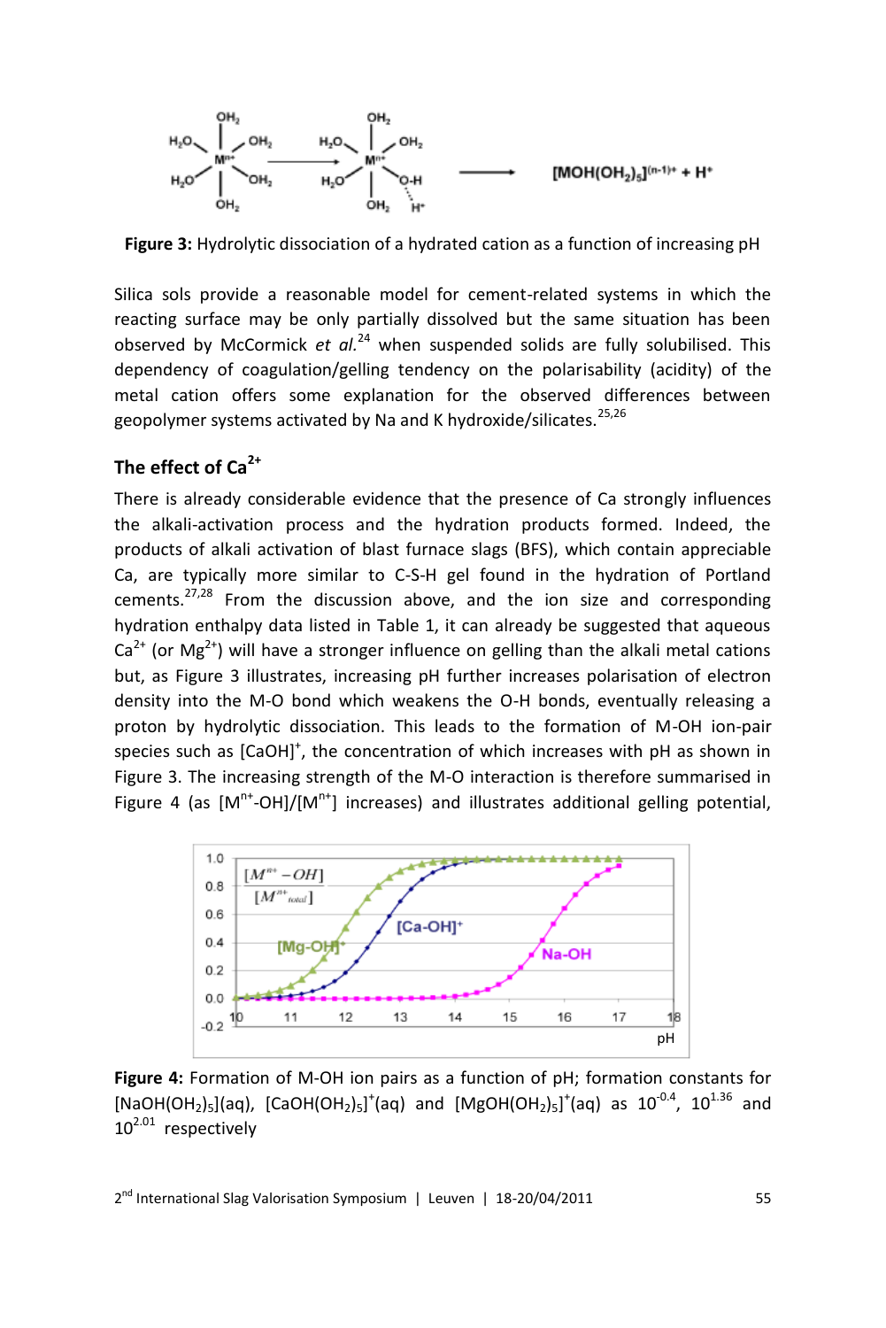**Figure 3:** Hydrolytic dissociation of a hydrated cation as a function of increasing pH

Silica sols provide a reasonable model for cement-related systems in which the reacting surface may be only partially dissolved but the same situation has been observed by McCormick *et al.*[24] when suspended solids are fully solubilised. This dependency of coagulation/gelling tendency on the polarisability (acidity) of the metal cation offers some explanation for the observed differences between geopolymer systems activated by Na and K hydroxide/silicates.[25,26]

## The effect of $Ca^{2+}$

There is already considerable evidence that the presence of Ca strongly influences the alkali-activation process and the hydration products formed. Indeed, the products of alkali activation of blast furnace slags (BFS), which contain appreciable Ca, are typically more similar to C-S-H gel found in the hydration of Portland cements.[27,28] From the discussion above, and the ion size and corresponding hydration enthalpy data listed in Table 1, it can already be suggested that aqueous $Ca^{2+}$ (or $Mg^{2+}$) will have a stronger influence on gelling than the alkali metal cations but, as Figure 3 illustrates, increasing pH further increases polarisation of electron density into the M-O bond which weakens the O-H bonds, eventually releasing a proton by hydrolytic dissociation. This leads to the formation of M-OH ion-pair species such as $[CaOH]^+$, the concentration of which increases with pH as shown in Figure 3. The increasing strength of the M-O interaction is therefore summarised in Figure 4 (as $[M^{n+}\text{-OH}]/[M^{n+}]$ increases) and illustrates additional gelling potential,

**Figure 4:** Formation of M-OH ion pairs as a function of pH; formation constants for $[NaOH(OH_2)_5](aq)$, $[CaOH(OH_2)_5]^+(aq)$ and $[MgOH(OH_2)_5]^+(aq)$ as $10^{-0.4}$, $10^{1.36}$ and $10^{2.01}$ respectively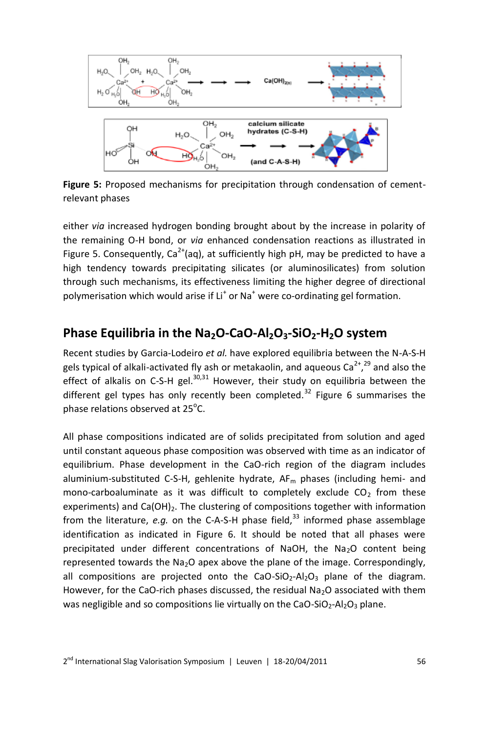**Figure 5:** Proposed mechanisms for precipitation through condensation of cement-relevant phases

either *via* increased hydrogen bonding brought about by the increase in polarity of the remaining O-H bond, or *via* enhanced condensation reactions as illustrated in Figure 5. Consequently, $Ca^{2+}$(aq), at sufficiently high pH, may be predicted to have a high tendency towards precipitating silicates (or aluminosilicates) from solution through such mechanisms, its effectiveness limiting the higher degree of directional polymerisation which would arise if $Li^+$ or $Na^+$ were co-ordinating gel formation.

## Phase Equilibria in the $Na_2O$-$CaO$-$Al_2O_3$-$SiO_2$-$H_2O$ system

Recent studies by Garcia-Lodeiro *et al.* have explored equilibria between the N-A-S-H gels typical of alkali-activated fly ash or metakaolin, and aqueous $Ca^{2+}$,[29] and also the effect of alkalis on C-S-H gel.[30,31] However, their study on equilibria between the different gel types has only recently been completed.[32] Figure 6 summarises the phase relations observed at 25°C.

All phase compositions indicated are of solids precipitated from solution and aged until constant aqueous phase composition was observed with time as an indicator of equilibrium. Phase development in the CaO-rich region of the diagram includes aluminium-substituted C-S-H, gehlenite hydrate, $AF_m$ phases (including hemi- and mono-carboaluminate as it was difficult to completely exclude $CO_2$ from these experiments) and $Ca(OH)_2$. The clustering of compositions together with information from the literature, *e.g.* on the C-A-S-H phase field,[33] informed phase assemblage identification as indicated in Figure 6. It should be noted that all phases were precipitated under different concentrations of NaOH, the $Na_2O$ content being represented towards the $Na_2O$ apex above the plane of the image. Correspondingly, all compositions are projected onto the $CaO$-$SiO_2$-$Al_2O_3$ plane of the diagram. However, for the CaO-rich phases discussed, the residual $Na_2O$ associated with them was negligible and so compositions lie virtually on the $CaO$-$SiO_2$-$Al_2O_3$ plane.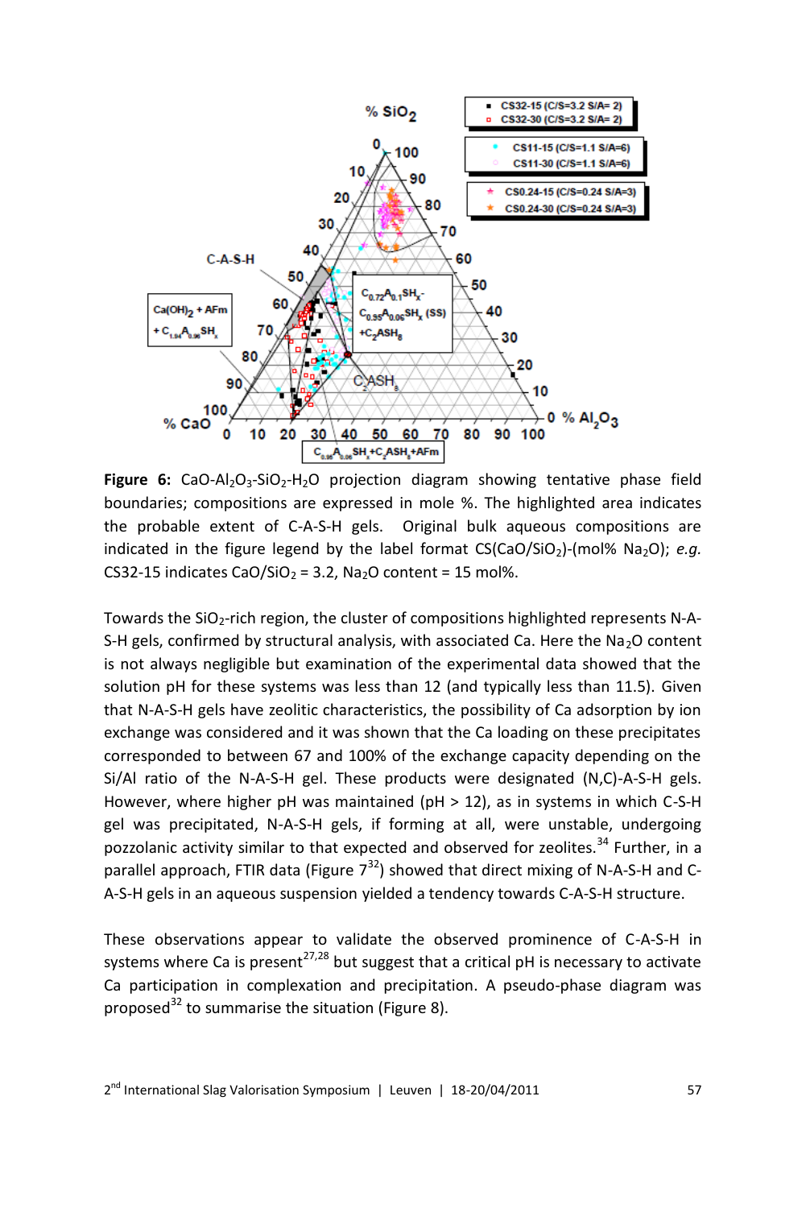**Figure 6:** $CaO-Al_2O_3-SiO_2-H_2O$ projection diagram showing tentative phase field boundaries; compositions are expressed in mole %. The highlighted area indicates the probable extent of C-A-S-H gels. Original bulk aqueous compositions are indicated in the figure legend by the label format CS($CaO/SiO_2$)-(mol% $Na_2O$); *e.g.* CS32-15 indicates $CaO/SiO_2$ = 3.2, $Na_2O$ content = 15 mol%.

Towards the $SiO_2$-rich region, the cluster of compositions highlighted represents N-A-S-H gels, confirmed by structural analysis, with associated Ca. Here the $Na_2O$ content is not always negligible but examination of the experimental data showed that the solution pH for these systems was less than 12 (and typically less than 11.5). Given that N-A-S-H gels have zeolitic characteristics, the possibility of Ca adsorption by ion exchange was considered and it was shown that the Ca loading on these precipitates corresponded to between 67 and 100% of the exchange capacity depending on the Si/Al ratio of the N-A-S-H gel. These products were designated (N,C)-A-S-H gels. However, where higher pH was maintained (pH > 12), as in systems in which C-S-H gel was precipitated, N-A-S-H gels, if forming at all, were unstable, undergoing pozzolanic activity similar to that expected and observed for zeolites.[34] Further, in a parallel approach, FTIR data (Figure 7[32]) showed that direct mixing of N-A-S-H and C-A-S-H gels in an aqueous suspension yielded a tendency towards C-A-S-H structure.

These observations appear to validate the observed prominence of C-A-S-H in systems where Ca is present[27,28] but suggest that a critical pH is necessary to activate Ca participation in complexation and precipitation. A pseudo-phase diagram was proposed[32] to summarise the situation (Figure 8).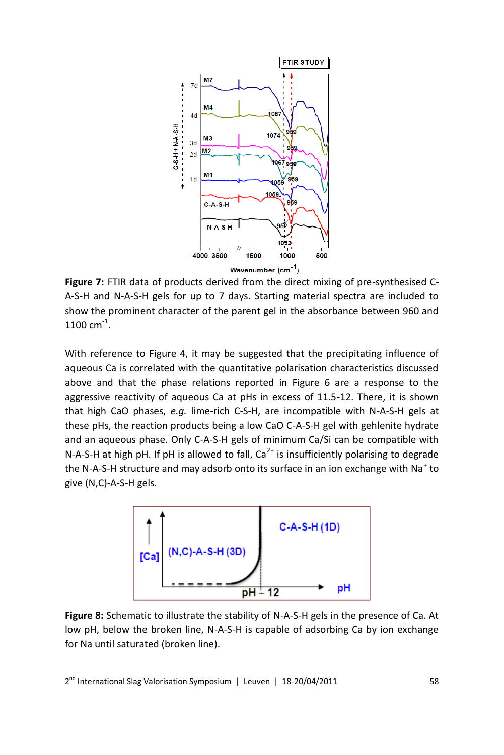**Figure 7:** FTIR data of products derived from the direct mixing of pre-synthesised C-A-S-H and N-A-S-H gels for up to 7 days. Starting material spectra are included to show the prominent character of the parent gel in the absorbance between 960 and 1100 $cm^{-1}$.

With reference to Figure 4, it may be suggested that the precipitating influence of aqueous Ca is correlated with the quantitative polarisation characteristics discussed above and that the phase relations reported in Figure 6 are a response to the aggressive reactivity of aqueous Ca at pHs in excess of 11.5-12. There, it is shown that high CaO phases, *e.g.* lime-rich C-S-H, are incompatible with N-A-S-H gels at these pHs, the reaction products being a low CaO C-A-S-H gel with gehlenite hydrate and an aqueous phase. Only C-A-S-H gels of minimum Ca/Si can be compatible with N-A-S-H at high pH. If pH is allowed to fall, $Ca^{2+}$ is insufficiently polarising to degrade the N-A-S-H structure and may adsorb onto its surface in an ion exchange with $Na^{+}$ to give (N,C)-A-S-H gels.

**Figure 8:** Schematic to illustrate the stability of N-A-S-H gels in the presence of Ca. At low pH, below the broken line, N-A-S-H is capable of adsorbing Ca by ion exchange for Na until saturated (broken line).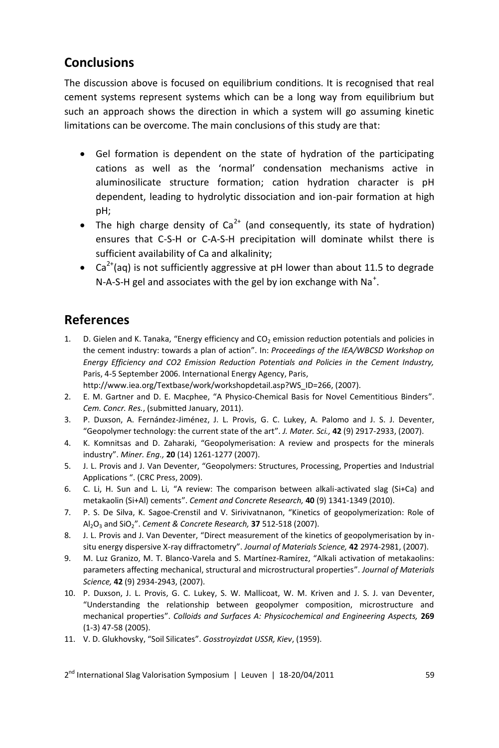## Conclusions

The discussion above is focused on equilibrium conditions. It is recognised that real cement systems represent systems which can be a long way from equilibrium but such an approach shows the direction in which a system will go assuming kinetic limitations can be overcome. The main conclusions of this study are that:

- Gel formation is dependent on the state of hydration of the participating cations as well as the 'normal' condensation mechanisms active in aluminosilicate structure formation; cation hydration character is pH dependent, leading to hydrolytic dissociation and ion-pair formation at high pH;
- The high charge density of $Ca^{2+}$ (and consequently, its state of hydration) ensures that C-S-H or C-A-S-H precipitation will dominate whilst there is sufficient availability of Ca and alkalinity;
- $Ca^{2+}$(aq) is not sufficiently aggressive at pH lower than about 11.5 to degrade N-A-S-H gel and associates with the gel by ion exchange with $Na^+$.

## References

1. D. Gielen and K. Tanaka, "Energy efficiency and $CO_2$ emission reduction potentials and policies in the cement industry: towards a plan of action". In: *Proceedings of the IEA/WBCSD Workshop on Energy Efficiency and CO2 Emission Reduction Potentials and Policies in the Cement Industry,* Paris, 4-5 September 2006. International Energy Agency, Paris, http://www.iea.org/Textbase/work/workshopdetail.asp?WS_ID=266, (2007).
2. E. M. Gartner and D. E. Macphee, "A Physico-Chemical Basis for Novel Cementitious Binders". *Cem. Concr. Res.*, (submitted January, 2011).
3. P. Duxson, A. Fernández-Jiménez, J. L. Provis, G. C. Lukey, A. Palomo and J. S. J. Deventer, "Geopolymer technology: the current state of the art". *J. Mater. Sci.,* **42** (9) 2917-2933, (2007).
4. K. Komnitsas and D. Zaharaki, "Geopolymerisation: A review and prospects for the minerals industry". *Miner. Eng.,* **20** (14) 1261-1277 (2007).
5. J. L. Provis and J. Van Deventer, "Geopolymers: Structures, Processing, Properties and Industrial Applications ". (CRC Press, 2009).
6. C. Li, H. Sun and L. Li, "A review: The comparison between alkali-activated slag (Si+Ca) and metakaolin (Si+Al) cements". *Cement and Concrete Research,* **40** (9) 1341-1349 (2010).
7. P. S. De Silva, K. Sagoe-Crenstil and V. Sirivivatnanon, "Kinetics of geopolymerization: Role of $Al_2O_3$ and $SiO_2$". *Cement & Concrete Research,* **37** 512-518 (2007).
8. J. L. Provis and J. Van Deventer, "Direct measurement of the kinetics of geopolymerisation by in-situ energy dispersive X-ray diffractometry". *Journal of Materials Science,* **42** 2974-2981, (2007).
9. M. Luz Granizo, M. T. Blanco-Varela and S. Martínez-Ramírez, "Alkali activation of metakaolins: parameters affecting mechanical, structural and microstructural properties". *Journal of Materials Science,* **42** (9) 2934-2943, (2007).
10. P. Duxson, J. L. Provis, G. C. Lukey, S. W. Mallicoat, W. M. Kriven and J. S. J. van Deventer, "Understanding the relationship between geopolymer composition, microstructure and mechanical properties". *Colloids and Surfaces A: Physicochemical and Engineering Aspects,* **269** (1-3) 47-58 (2005).
11. V. D. Glukhovsky, "Soil Silicates". *Gosstroyizdat USSR, Kiev*, (1959).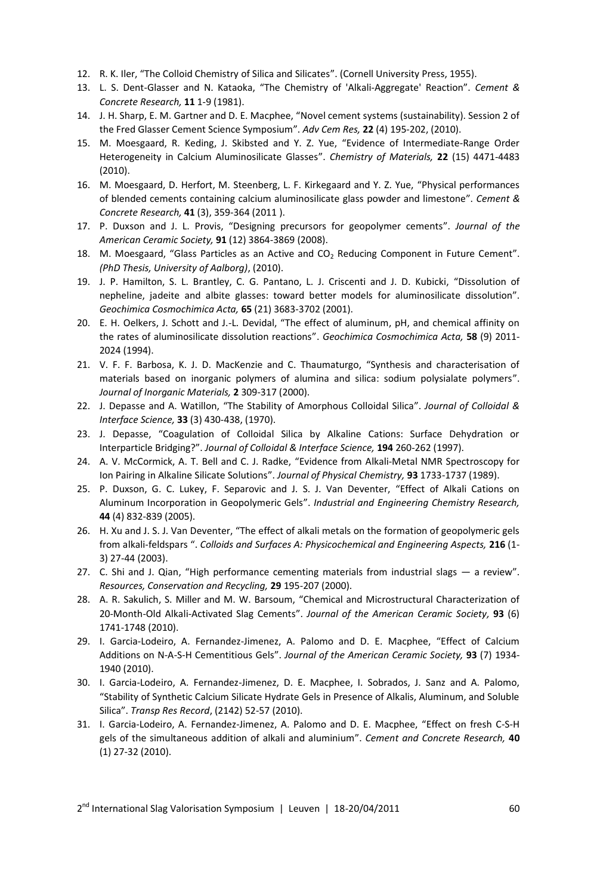12. R. K. Iler, “The Colloid Chemistry of Silica and Silicates”. (Cornell University Press, 1955).
13. L. S. Dent-Glasser and N. Kataoka, “The Chemistry of 'Alkali-Aggregate' Reaction”. *Cement & Concrete Research,* **11** 1-9 (1981).
14. J. H. Sharp, E. M. Gartner and D. E. Macphee, “Novel cement systems (sustainability). Session 2 of the Fred Glasser Cement Science Symposium”. *Adv Cem Res,* **22** (4) 195-202, (2010).
15. M. Moesgaard, R. Keding, J. Skibsted and Y. Z. Yue, “Evidence of Intermediate-Range Order Heterogeneity in Calcium Aluminosilicate Glasses”. *Chemistry of Materials,* **22** (15) 4471-4483 (2010).
16. M. Moesgaard, D. Herfort, M. Steenberg, L. F. Kirkegaard and Y. Z. Yue, “Physical performances of blended cements containing calcium aluminosilicate glass powder and limestone”. *Cement & Concrete Research,* **41** (3), 359-364 (2011 ).
17. P. Duxson and J. L. Provis, “Designing precursors for geopolymer cements”. *Journal of the American Ceramic Society,* **91** (12) 3864-3869 (2008).
18. M. Moesgaard, “Glass Particles as an Active and $CO_2$ Reducing Component in Future Cement”. *(PhD Thesis, University of Aalborg)*, (2010).
19. J. P. Hamilton, S. L. Brantley, C. G. Pantano, L. J. Criscenti and J. D. Kubicki, “Dissolution of nepheline, jadeite and albite glasses: toward better models for aluminosilicate dissolution”. *Geochimica Cosmochimica Acta,* **65** (21) 3683-3702 (2001).
20. E. H. Oelkers, J. Schott and J.-L. Devidal, “The effect of aluminum, pH, and chemical affinity on the rates of aluminosilicate dissolution reactions”. *Geochimica Cosmochimica Acta,* **58** (9) 2011-2024 (1994).
21. V. F. F. Barbosa, K. J. D. MacKenzie and C. Thaumaturgo, “Synthesis and characterisation of materials based on inorganic polymers of alumina and silica: sodium polysialate polymers”. *Journal of Inorganic Materials,* **2** 309-317 (2000).
22. J. Depasse and A. Watillon, “The Stability of Amorphous Colloidal Silica”. *Journal of Colloidal & Interface Science,* **33** (3) 430-438, (1970).
23. J. Depasse, “Coagulation of Colloidal Silica by Alkaline Cations: Surface Dehydration or Interparticle Bridging?”. *Journal of Colloidal & Interface Science,* **194** 260-262 (1997).
24. A. V. McCormick, A. T. Bell and C. J. Radke, “Evidence from Alkali-Metal NMR Spectroscopy for Ion Pairing in Alkaline Silicate Solutions”. *Journal of Physical Chemistry,* **93** 1733-1737 (1989).
25. P. Duxson, G. C. Lukey, F. Separovic and J. S. J. Van Deventer, “Effect of Alkali Cations on Aluminum Incorporation in Geopolymeric Gels”. *Industrial and Engineering Chemistry Research,* **44** (4) 832-839 (2005).
26. H. Xu and J. S. J. Van Deventer, “The effect of alkali metals on the formation of geopolymeric gels from alkali-feldspars “. *Colloids and Surfaces A: Physicochemical and Engineering Aspects,* **216** (1-3) 27-44 (2003).
27. C. Shi and J. Qian, “High performance cementing materials from industrial slags — a review”. *Resources, Conservation and Recycling,* **29** 195-207 (2000).
28. A. R. Sakulich, S. Miller and M. W. Barsoum, “Chemical and Microstructural Characterization of 20-Month-Old Alkali-Activated Slag Cements”. *Journal of the American Ceramic Society,* **93** (6) 1741-1748 (2010).
29. I. Garcia-Lodeiro, A. Fernandez-Jimenez, A. Palomo and D. E. Macphee, “Effect of Calcium Additions on N-A-S-H Cementitious Gels”. *Journal of the American Ceramic Society,* **93** (7) 1934-1940 (2010).
30. I. Garcia-Lodeiro, A. Fernandez-Jimenez, D. E. Macphee, I. Sobrados, J. Sanz and A. Palomo, “Stability of Synthetic Calcium Silicate Hydrate Gels in Presence of Alkalis, Aluminum, and Soluble Silica”. *Transp Res Record*, (2142) 52-57 (2010).
31. I. Garcia-Lodeiro, A. Fernandez-Jimenez, A. Palomo and D. E. Macphee, “Effect on fresh C-S-H gels of the simultaneous addition of alkali and aluminium”. *Cement and Concrete Research,* **40** (1) 27-32 (2010).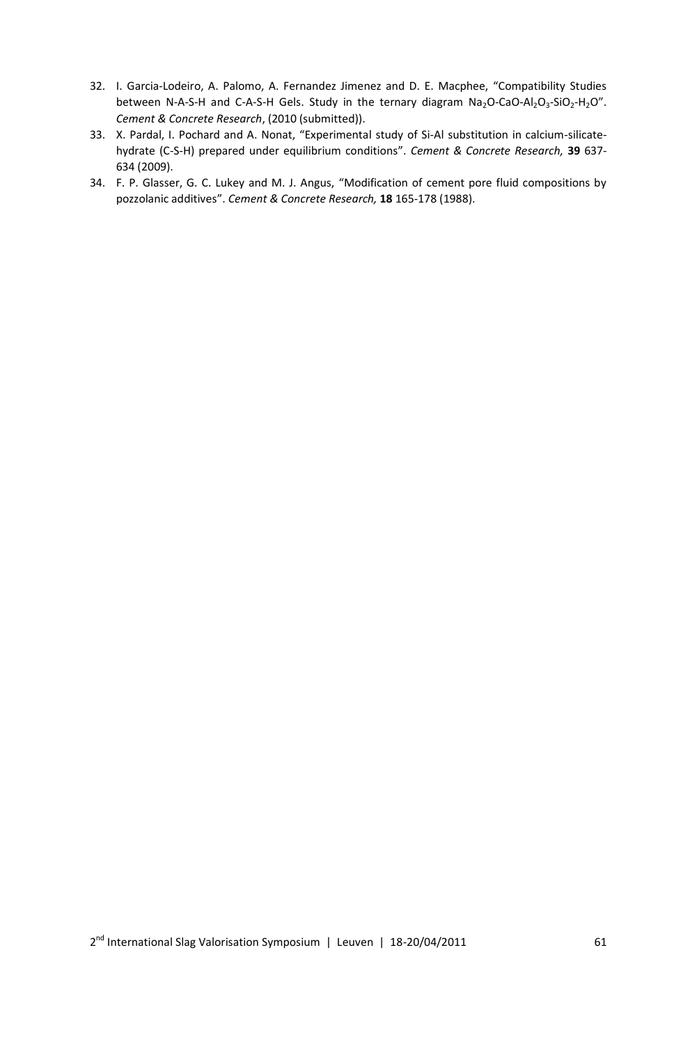32. I. Garcia-Lodeiro, A. Palomo, A. Fernandez Jimenez and D. E. Macphee, "Compatibility Studies between N-A-S-H and C-A-S-H Gels. Study in the ternary diagram $Na_2O$-$CaO$-$Al_2O_3$-$SiO_2$-$H_2O$". *Cement & Concrete Research*, (2010 (submitted)).
33. X. Pardal, I. Pochard and A. Nonat, "Experimental study of Si-Al substitution in calcium-silicate-hydrate (C-S-H) prepared under equilibrium conditions". *Cement & Concrete Research,* **39** 637-634 (2009).
34. F. P. Glasser, G. C. Lukey and M. J. Angus, "Modification of cement pore fluid compositions by pozzolanic additives". *Cement & Concrete Research,* **18** 165-178 (1988).